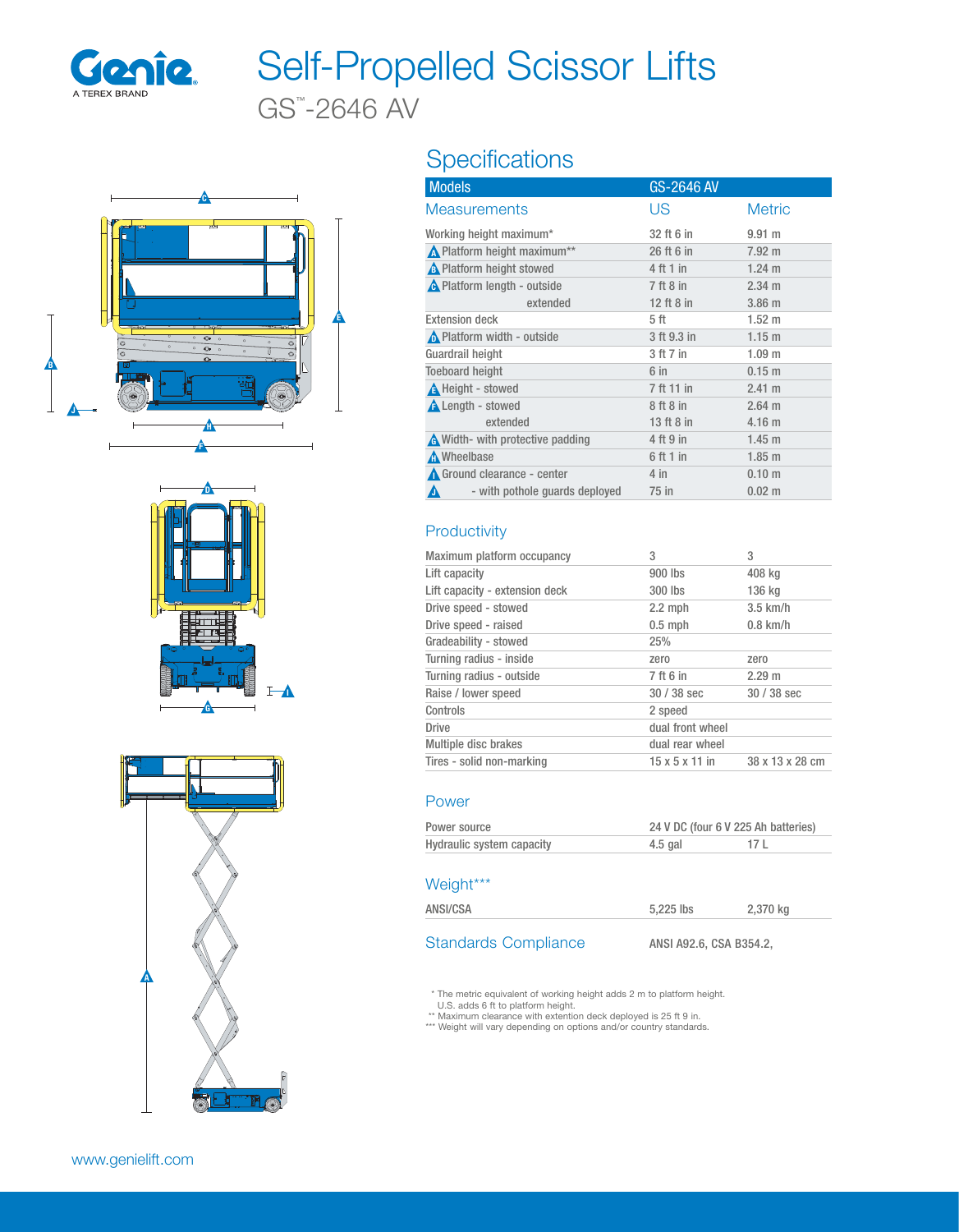# Self-Propelled Scissor Lifts

GS™-2646 AV

## Specifications

| Models | GS-2646 AV | |
|---|---|---|
| **Measurements** | **US** | **Metric** |
| Working height maximum* | 32 ft 6 in | 9.91 m |
| A Platform height maximum** | 26 ft 6 in | 7.92 m |
| B Platform height stowed | 4 ft 1 in | 1.24 m |
| C Platform length - outside | 7 ft 8 in | 2.34 m |
| extended | 12 ft 8 in | 3.86 m |
| Extension deck | 5 ft | 1.52 m |
| D Platform width - outside | 3 ft 9.3 in | 1.15 m |
| Guardrail height | 3 ft 7 in | 1.09 m |
| Toeboard height | 6 in | 0.15 m |
| E Height - stowed | 7 ft 11 in | 2.41 m |
| F Length - stowed | 8 ft 8 in | 2.64 m |
| extended | 13 ft 8 in | 4.16 m |
| G Width- with protective padding | 4 ft 9 in | 1.45 m |
| H Wheelbase | 6 ft 1 in | 1.85 m |
| I Ground clearance - center | 4 in | 0.10 m |
| J - with pothole guards deployed | 75 in | 0.02 m |

### Productivity

| | | |
|---|---|---|
| Maximum platform occupancy | 3 | 3 |
| Lift capacity | 900 lbs | 408 kg |
| Lift capacity - extension deck | 300 lbs | 136 kg |
| Drive speed - stowed | 2.2 mph | 3.5 km/h |
| Drive speed - raised | 0.5 mph | 0.8 km/h |
| Gradeability - stowed | 25% | |
| Turning radius - inside | zero | zero |
| Turning radius - outside | 7 ft 6 in | 2.29 m |
| Raise / lower speed | 30 / 38 sec | 30 / 38 sec |
| Controls | 2 speed | |
| Drive | dual front wheel | |
| Multiple disc brakes | dual rear wheel | |
| Tires - solid non-marking | 15 x 5 x 11 in | 38 x 13 x 28 cm |

### Power

| | | |
|---|---|---|
| Power source | 24 V DC (four 6 V 225 Ah batteries) | |
| Hydraulic system capacity | 4.5 gal | 17 L |

### Weight***

| | | |
|---|---|---|
| ANSI/CSA | 5,225 lbs | 2,370 kg |

### Standards Compliance

ANSI A92.6, CSA B354.2,

\* The metric equivalent of working height adds 2 m to platform height. U.S. adds 6 ft to platform height.
** Maximum clearance with extention deck deployed is 25 ft 9 in.
*** Weight will vary depending on options and/or country standards.

www.genielift.com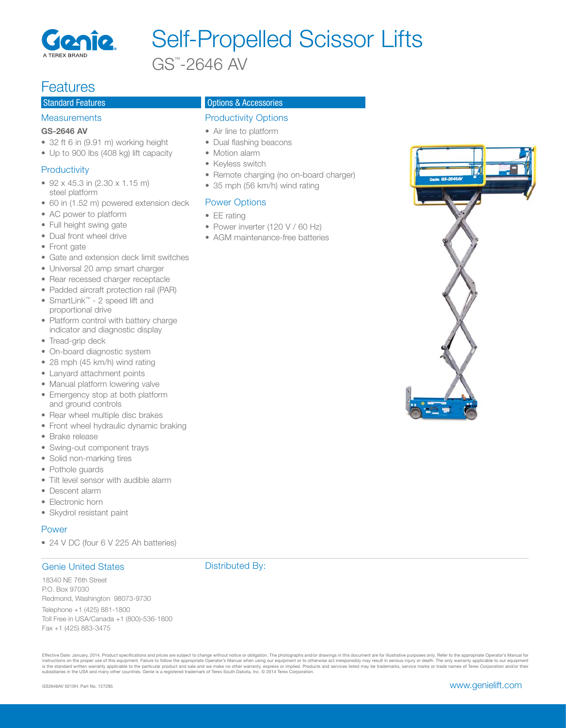# Self-Propelled Scissor Lifts

GS™-2646 AV

## Features

### Standard Features

#### Measurements

**GS-2646 AV**

- 32 ft 6 in (9.91 m) working height
- Up to 900 lbs (408 kg) lift capacity

#### Productivity

- 92 x 45.3 in (2.30 x 1.15 m) steel platform
- 60 in (1.52 m) powered extension deck
- AC power to platform
- Full height swing gate
- Dual front wheel drive
- Front gate
- Gate and extension deck limit switches
- Universal 20 amp smart charger
- Rear recessed charger receptacle
- Padded aircraft protection rail (PAR)
- SmartLink™ - 2 speed lift and proportional drive
- Platform control with battery charge indicator and diagnostic display
- Tread-grip deck
- On-board diagnostic system
- 28 mph (45 km/h) wind rating
- Lanyard attachment points
- Manual platform lowering valve
- Emergency stop at both platform and ground controls
- Rear wheel multiple disc brakes
- Front wheel hydraulic dynamic braking
- Brake release
- Swing-out component trays
- Solid non-marking tires
- Pothole guards
- Tilt level sensor with audible alarm
- Descent alarm
- Electronic horn
- Skydrol resistant paint

#### Power

- 24 V DC (four 6 V 225 Ah batteries)

### Options & Accessories

#### Productivity Options

- Air line to platform
- Dual flashing beacons
- Motion alarm
- Keyless switch
- Remote charging (no on-board charger)
- 35 mph (56 km/h) wind rating

#### Power Options

- EE rating
- Power inverter (120 V / 60 Hz)
- AGM maintenance-free batteries

### Genie United States

18340 NE 76th Street
P.O. Box 97030
Redmond, Washington 98073-9730

Telephone +1 (425) 881-1800
Toll Free in USA/Canada +1 (800)-536-1800
Fax +1 (425) 883-3475

### Distributed By:

Effective Date: January, 2014. Product specifications and prices are subject to change without notice or obligation. The photographs and/or drawings in this document are for illustrative purposes only. Refer to the appropriate Operator's Manual for instructions on the proper use of this equipment. Failure to follow the appropriate Operator's Manual when using our equipment or to otherwise act irresponsibly may result in serious injury or death. The only warranty applicable to our equipment is the standard written warranty applicable to the particular product and sale and we make no other warranty, express or implied. Products and services listed may be trademarks, service marks or trade names of Terex Corporation and/or their subsidiaries in the USA and many other countries. Genie is a registered trademark of Terex South Dakota, Inc. © 2014 Terex Corporation.

GS2646AV 0210H. Part No. 127285

www.genielift.com